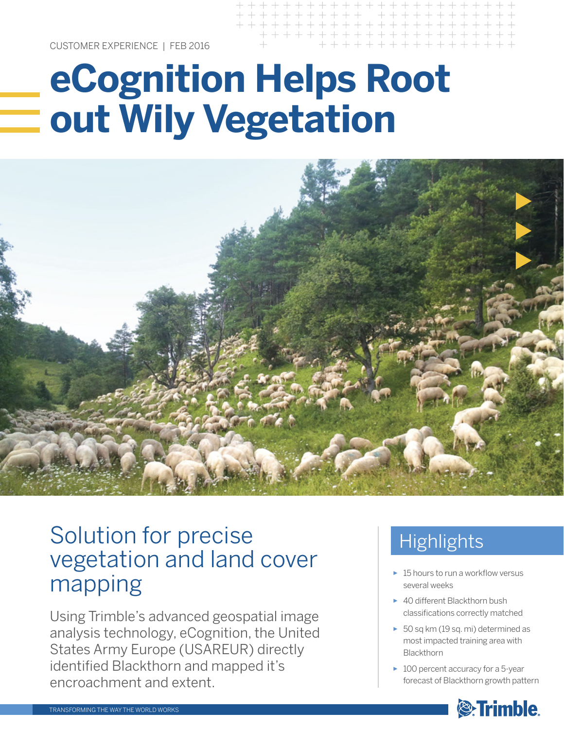CUSTOMER EXPERIENCE | FEB 2016

# eCognition Helps Root out Wily Vegetation

## Solution for precise vegetation and land cover mapping

Using Trimble's advanced geospatial image analysis technology, eCognition, the United States Army Europe (USAREUR) directly identified Blackthorn and mapped it's encroachment and extent.

## Highlights

- 15 hours to run a workflow versus several weeks
- 40 different Blackthorn bush classifications correctly matched
- 50 sq km (19 sq. mi) determined as most impacted training area with Blackthorn
- 100 percent accuracy for a 5-year forecast of Blackthorn growth pattern

TRANSFORMING THE WAY THE WORLD WORKS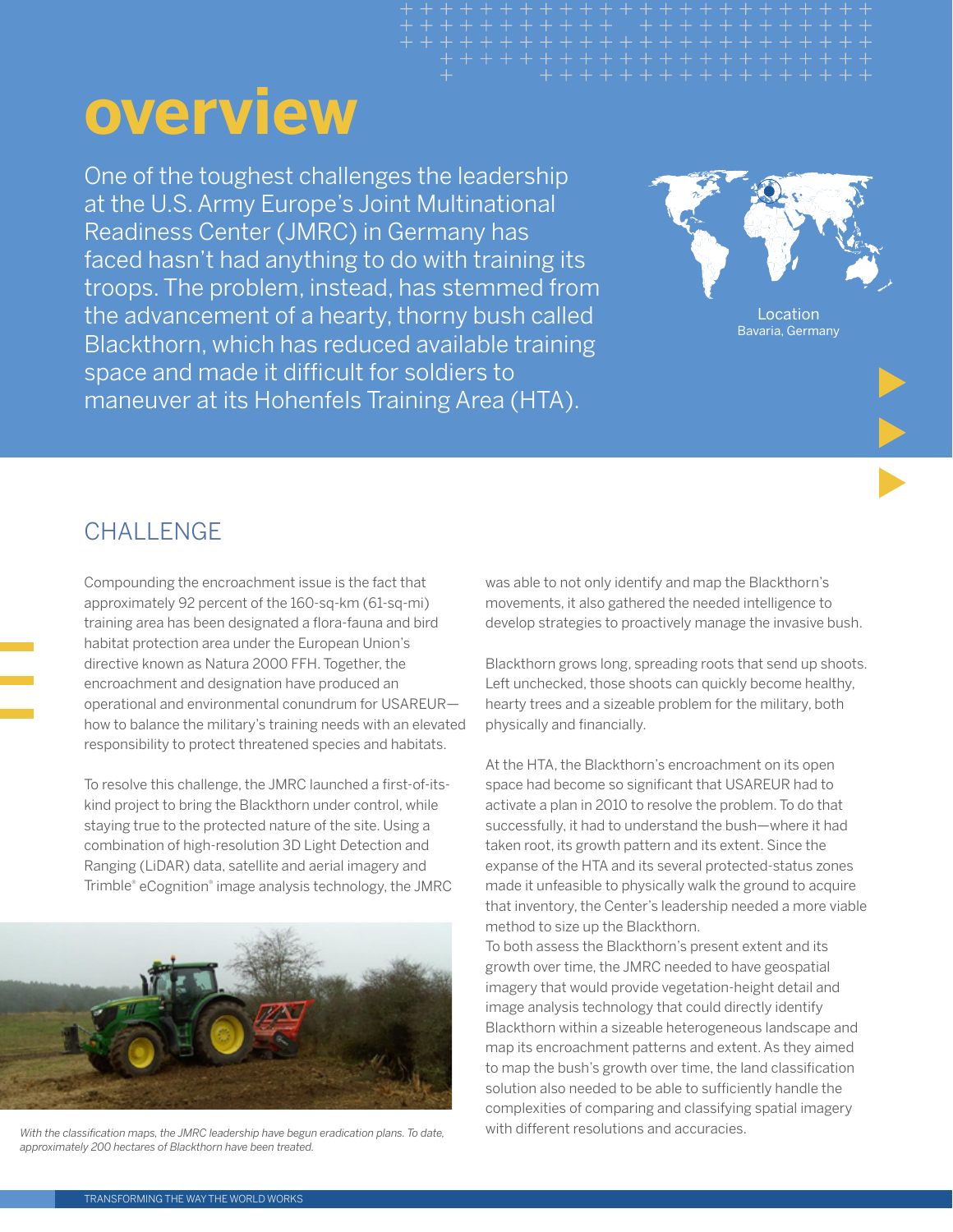# overview

One of the toughest challenges the leadership at the U.S. Army Europe's Joint Multinational Readiness Center (JMRC) in Germany has faced hasn't had anything to do with training its troops. The problem, instead, has stemmed from the advancement of a hearty, thorny bush called Blackthorn, which has reduced available training space and made it difficult for soldiers to maneuver at its Hohenfels Training Area (HTA).

Location
Bavaria, Germany

## CHALLENGE

Compounding the encroachment issue is the fact that approximately 92 percent of the 160-sq-km (61-sq-mi) training area has been designated a flora-fauna and bird habitat protection area under the European Union's directive known as Natura 2000 FFH. Together, the encroachment and designation have produced an operational and environmental conundrum for USAREUR—how to balance the military's training needs with an elevated responsibility to protect threatened species and habitats.

To resolve this challenge, the JMRC launched a first-of-its-kind project to bring the Blackthorn under control, while staying true to the protected nature of the site. Using a combination of high-resolution 3D Light Detection and Ranging (LiDAR) data, satellite and aerial imagery and Trimble® eCognition® image analysis technology, the JMRC was able to not only identify and map the Blackthorn's movements, it also gathered the needed intelligence to develop strategies to proactively manage the invasive bush.

*With the classification maps, the JMRC leadership have begun eradication plans. To date, approximately 200 hectares of Blackthorn have been treated.*

Blackthorn grows long, spreading roots that send up shoots. Left unchecked, those shoots can quickly become healthy, hearty trees and a sizeable problem for the military, both physically and financially.

At the HTA, the Blackthorn's encroachment on its open space had become so significant that USAREUR had to activate a plan in 2010 to resolve the problem. To do that successfully, it had to understand the bush—where it had taken root, its growth pattern and its extent. Since the expanse of the HTA and its several protected-status zones made it unfeasible to physically walk the ground to acquire that inventory, the Center's leadership needed a more viable method to size up the Blackthorn.

To both assess the Blackthorn's present extent and its growth over time, the JMRC needed to have geospatial imagery that would provide vegetation-height detail and image analysis technology that could directly identify Blackthorn within a sizeable heterogeneous landscape and map its encroachment patterns and extent. As they aimed to map the bush's growth over time, the land classification solution also needed to be able to sufficiently handle the complexities of comparing and classifying spatial imagery with different resolutions and accuracies.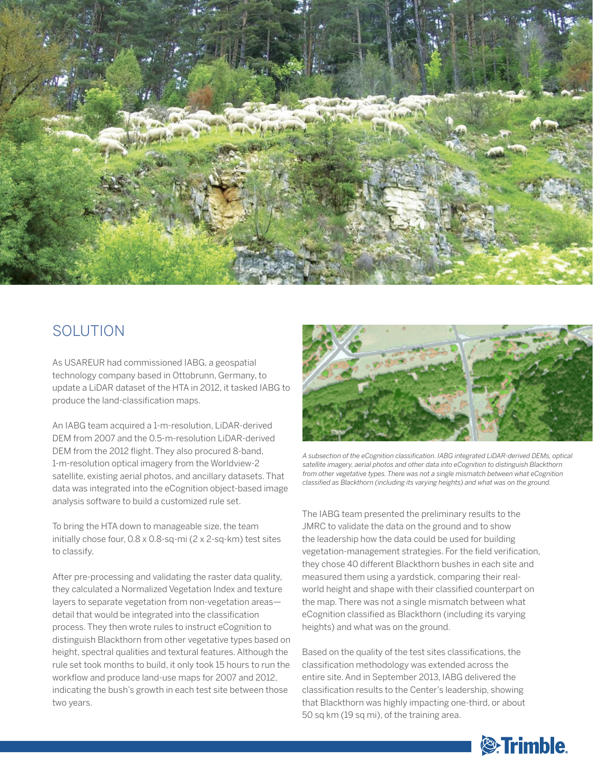## SOLUTION

As USAREUR had commissioned IABG, a geospatial technology company based in Ottobrunn, Germany, to update a LiDAR dataset of the HTA in 2012, it tasked IABG to produce the land-classification maps.

An IABG team acquired a 1-m-resolution, LiDAR-derived DEM from 2007 and the 0.5-m-resolution LiDAR-derived DEM from the 2012 flight. They also procured 8-band, 1-m-resolution optical imagery from the Worldview-2 satellite, existing aerial photos, and ancillary datasets. That data was integrated into the eCognition object-based image analysis software to build a customized rule set.

To bring the HTA down to manageable size, the team initially chose four, 0.8 x 0.8-sq-mi (2 x 2-sq-km) test sites to classify.

After pre-processing and validating the raster data quality, they calculated a Normalized Vegetation Index and texture layers to separate vegetation from non-vegetation areas—detail that would be integrated into the classification process. They then wrote rules to instruct eCognition to distinguish Blackthorn from other vegetative types based on height, spectral qualities and textural features. Although the rule set took months to build, it only took 15 hours to run the workflow and produce land-use maps for 2007 and 2012, indicating the bush's growth in each test site between those two years.

*A subsection of the eCognition classification. IABG integrated LiDAR-derived DEMs, optical satellite imagery, aerial photos and other data into eCognition to distinguish Blackthorn from other vegetative types. There was not a single mismatch between what eCognition classified as Blackthorn (including its varying heights) and what was on the ground.*

The IABG team presented the preliminary results to the JMRC to validate the data on the ground and to show the leadership how the data could be used for building vegetation-management strategies. For the field verification, they chose 40 different Blackthorn bushes in each site and measured them using a yardstick, comparing their real-world height and shape with their classified counterpart on the map. There was not a single mismatch between what eCognition classified as Blackthorn (including its varying heights) and what was on the ground.

Based on the quality of the test sites classifications, the classification methodology was extended across the entire site. And in September 2013, IABG delivered the classification results to the Center's leadership, showing that Blackthorn was highly impacting one-third, or about 50 sq km (19 sq mi), of the training area.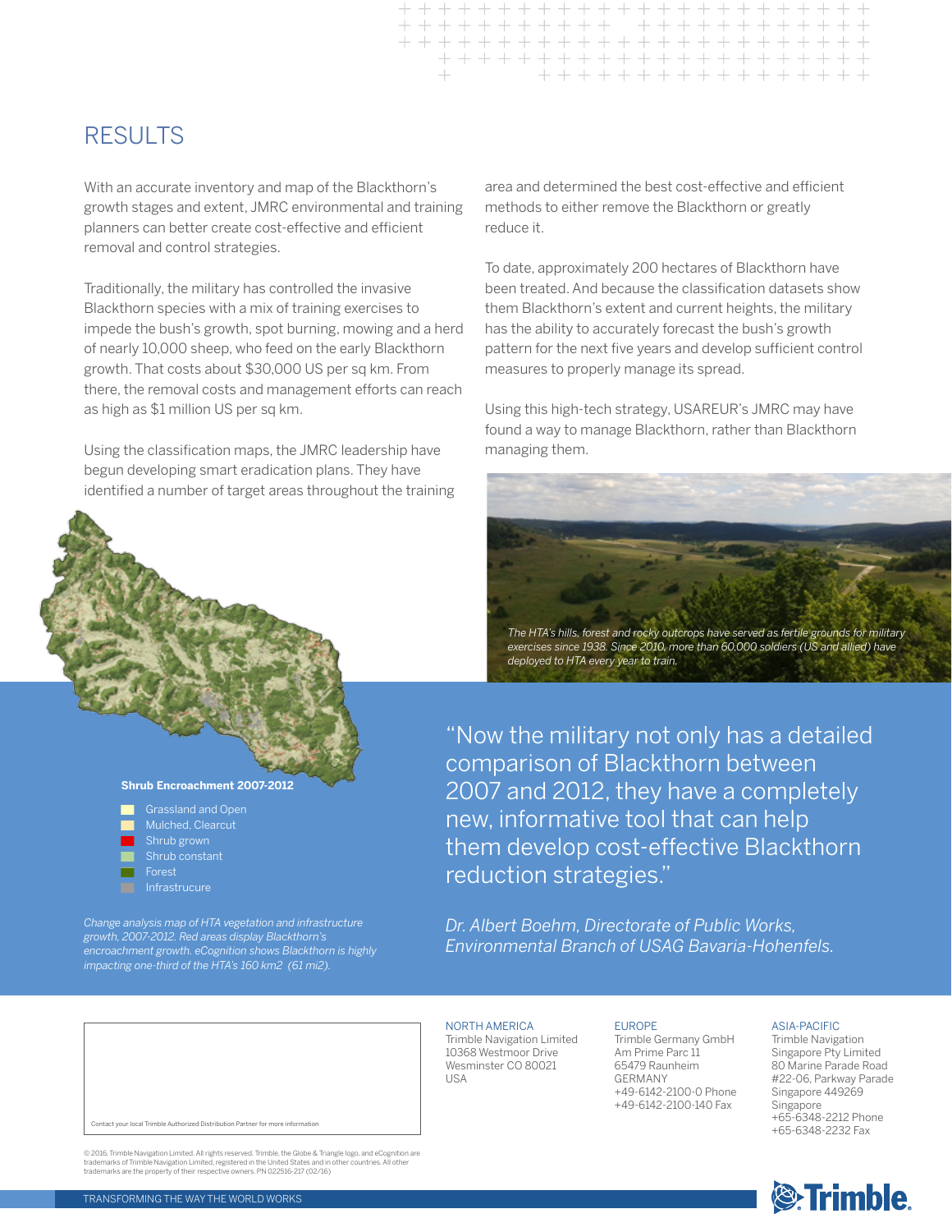# RESULTS

With an accurate inventory and map of the Blackthorn's growth stages and extent, JMRC environmental and training planners can better create cost-effective and efficient removal and control strategies.

Traditionally, the military has controlled the invasive Blackthorn species with a mix of training exercises to impede the bush's growth, spot burning, mowing and a herd of nearly 10,000 sheep, who feed on the early Blackthorn growth. That costs about $30,000 US per sq km. From there, the removal costs and management efforts can reach as high as $1 million US per sq km.

Using the classification maps, the JMRC leadership have begun developing smart eradication plans. They have identified a number of target areas throughout the training area and determined the best cost-effective and efficient methods to either remove the Blackthorn or greatly reduce it.

To date, approximately 200 hectares of Blackthorn have been treated. And because the classification datasets show them Blackthorn's extent and current heights, the military has the ability to accurately forecast the bush's growth pattern for the next five years and develop sufficient control measures to properly manage its spread.

Using this high-tech strategy, USAREUR's JMRC may have found a way to manage Blackthorn, rather than Blackthorn managing them.

*The HTA's hills, forest and rocky outcrops have served as fertile grounds for military exercises since 1938. Since 2010, more than 60,000 soldiers (US and allied) have deployed to HTA every year to train.*

**Shrub Encroachment 2007-2012**

- Grassland and Open
- Mulched, Clearcut
- Shrub grown
- Shrub constant
- Forest
- Infrastrucure

*Change analysis map of HTA vegetation and infrastructure growth, 2007-2012. Red areas display Blackthorn's encroachment growth. eCognition shows Blackthorn is highly impacting one-third of the HTA's 160 km2 (61 mi2).*

"Now the military not only has a detailed comparison of Blackthorn between 2007 and 2012, they have a completely new, informative tool that can help them develop cost-effective Blackthorn reduction strategies."

*Dr. Albert Boehm, Directorate of Public Works, Environmental Branch of USAG Bavaria-Hohenfels.*

Contact your local Trimble Authorized Distribution Partner for more information

NORTH AMERICA
Trimble Navigation Limited
10368 Westmoor Drive
Wesminster CO 80021
USA

EUROPE
Trimble Germany GmbH
Am Prime Parc 11
65479 Raunheim
GERMANY
+49-6142-2100-0 Phone
+49-6142-2100-140 Fax

ASIA-PACIFIC
Trimble Navigation
Singapore Pty Limited
80 Marine Parade Road
#22-06, Parkway Parade
Singapore 449269
Singapore
+65-6348-2212 Phone
+65-6348-2232 Fax

© 2016, Trimble Navigation Limited. All rights reserved. Trimble, the Globe & Triangle logo, and eCognition are trademarks of Trimble Navigation Limited, registered in the United States and in other countries. All other trademarks are the property of their respective owners. PN 022516-217 (02/16)

TRANSFORMING THE WAY THE WORLD WORKS

Trimble.